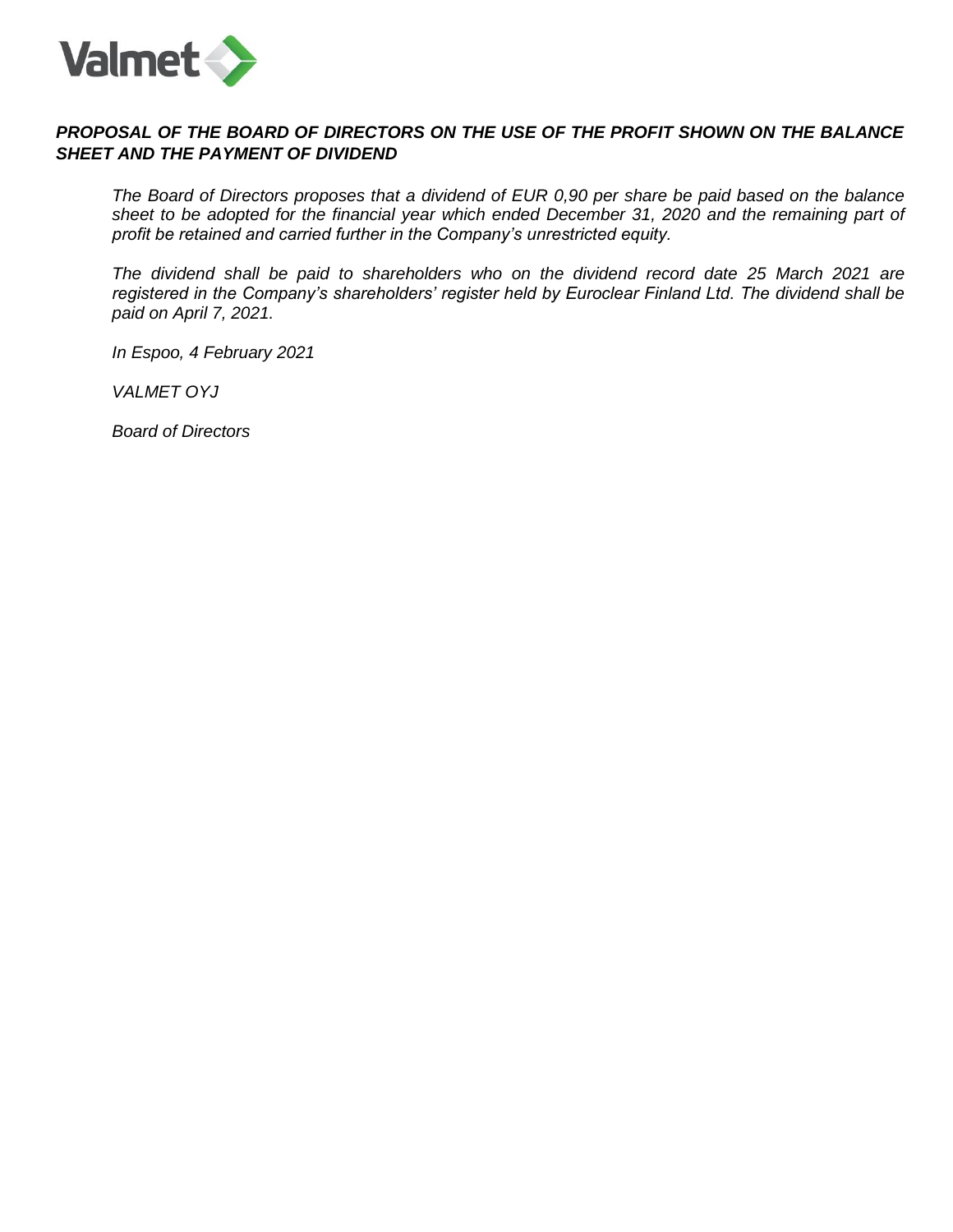Valmet

***PROPOSAL OF THE BOARD OF DIRECTORS ON THE USE OF THE PROFIT SHOWN ON THE BALANCE SHEET AND THE PAYMENT OF DIVIDEND***

*The Board of Directors proposes that a dividend of EUR 0,90 per share be paid based on the balance sheet to be adopted for the financial year which ended December 31, 2020 and the remaining part of profit be retained and carried further in the Company's unrestricted equity.*

*The dividend shall be paid to shareholders who on the dividend record date 25 March 2021 are registered in the Company's shareholders' register held by Euroclear Finland Ltd. The dividend shall be paid on April 7, 2021.*

*In Espoo, 4 February 2021*

*VALMET OYJ*

*Board of Directors*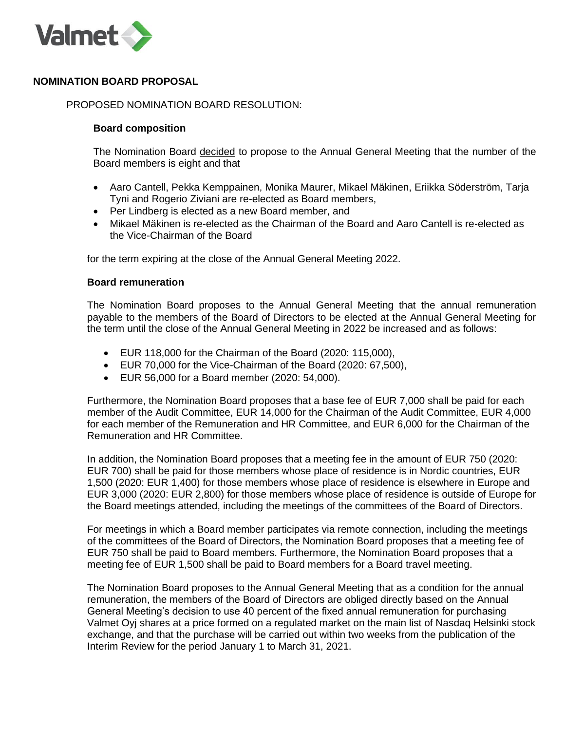## NOMINATION BOARD PROPOSAL

PROPOSED NOMINATION BOARD RESOLUTION:

### Board composition

The Nomination Board decided to propose to the Annual General Meeting that the number of the Board members is eight and that

- Aaro Cantell, Pekka Kemppainen, Monika Maurer, Mikael Mäkinen, Eriikka Söderström, Tarja Tyni and Rogerio Ziviani are re-elected as Board members,
- Per Lindberg is elected as a new Board member, and
- Mikael Mäkinen is re-elected as the Chairman of the Board and Aaro Cantell is re-elected as the Vice-Chairman of the Board

for the term expiring at the close of the Annual General Meeting 2022.

### Board remuneration

The Nomination Board proposes to the Annual General Meeting that the annual remuneration payable to the members of the Board of Directors to be elected at the Annual General Meeting for the term until the close of the Annual General Meeting in 2022 be increased and as follows:

- EUR 118,000 for the Chairman of the Board (2020: 115,000),
- EUR 70,000 for the Vice-Chairman of the Board (2020: 67,500),
- EUR 56,000 for a Board member (2020: 54,000).

Furthermore, the Nomination Board proposes that a base fee of EUR 7,000 shall be paid for each member of the Audit Committee, EUR 14,000 for the Chairman of the Audit Committee, EUR 4,000 for each member of the Remuneration and HR Committee, and EUR 6,000 for the Chairman of the Remuneration and HR Committee.

In addition, the Nomination Board proposes that a meeting fee in the amount of EUR 750 (2020: EUR 700) shall be paid for those members whose place of residence is in Nordic countries, EUR 1,500 (2020: EUR 1,400) for those members whose place of residence is elsewhere in Europe and EUR 3,000 (2020: EUR 2,800) for those members whose place of residence is outside of Europe for the Board meetings attended, including the meetings of the committees of the Board of Directors.

For meetings in which a Board member participates via remote connection, including the meetings of the committees of the Board of Directors, the Nomination Board proposes that a meeting fee of EUR 750 shall be paid to Board members. Furthermore, the Nomination Board proposes that a meeting fee of EUR 1,500 shall be paid to Board members for a Board travel meeting.

The Nomination Board proposes to the Annual General Meeting that as a condition for the annual remuneration, the members of the Board of Directors are obliged directly based on the Annual General Meeting's decision to use 40 percent of the fixed annual remuneration for purchasing Valmet Oyj shares at a price formed on a regulated market on the main list of Nasdaq Helsinki stock exchange, and that the purchase will be carried out within two weeks from the publication of the Interim Review for the period January 1 to March 31, 2021.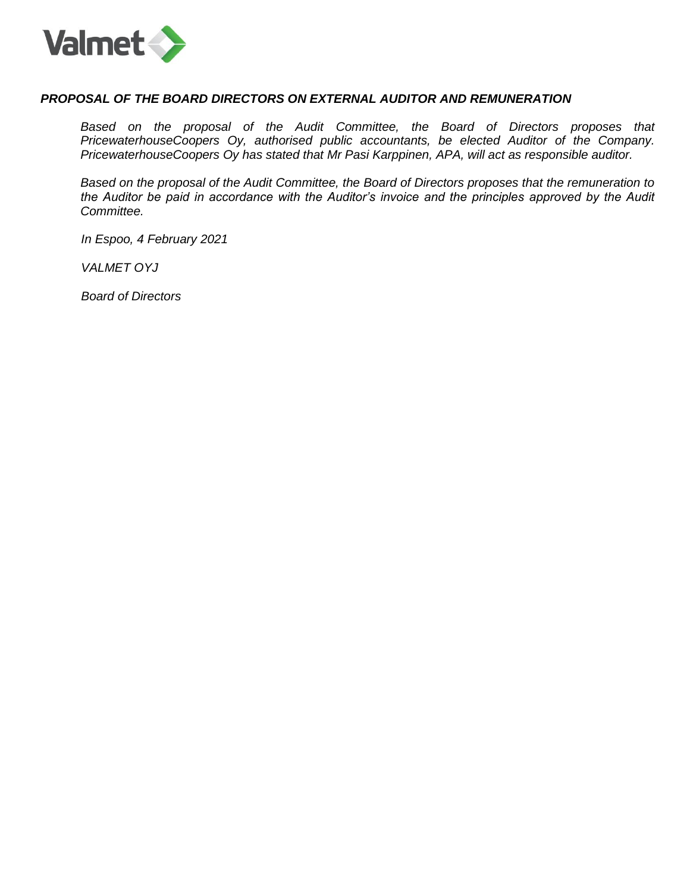***PROPOSAL OF THE BOARD DIRECTORS ON EXTERNAL AUDITOR AND REMUNERATION***

*Based on the proposal of the Audit Committee, the Board of Directors proposes that PricewaterhouseCoopers Oy, authorised public accountants, be elected Auditor of the Company. PricewaterhouseCoopers Oy has stated that Mr Pasi Karppinen, APA, will act as responsible auditor.*

*Based on the proposal of the Audit Committee, the Board of Directors proposes that the remuneration to the Auditor be paid in accordance with the Auditor's invoice and the principles approved by the Audit Committee.*

*In Espoo, 4 February 2021*

*VALMET OYJ*

*Board of Directors*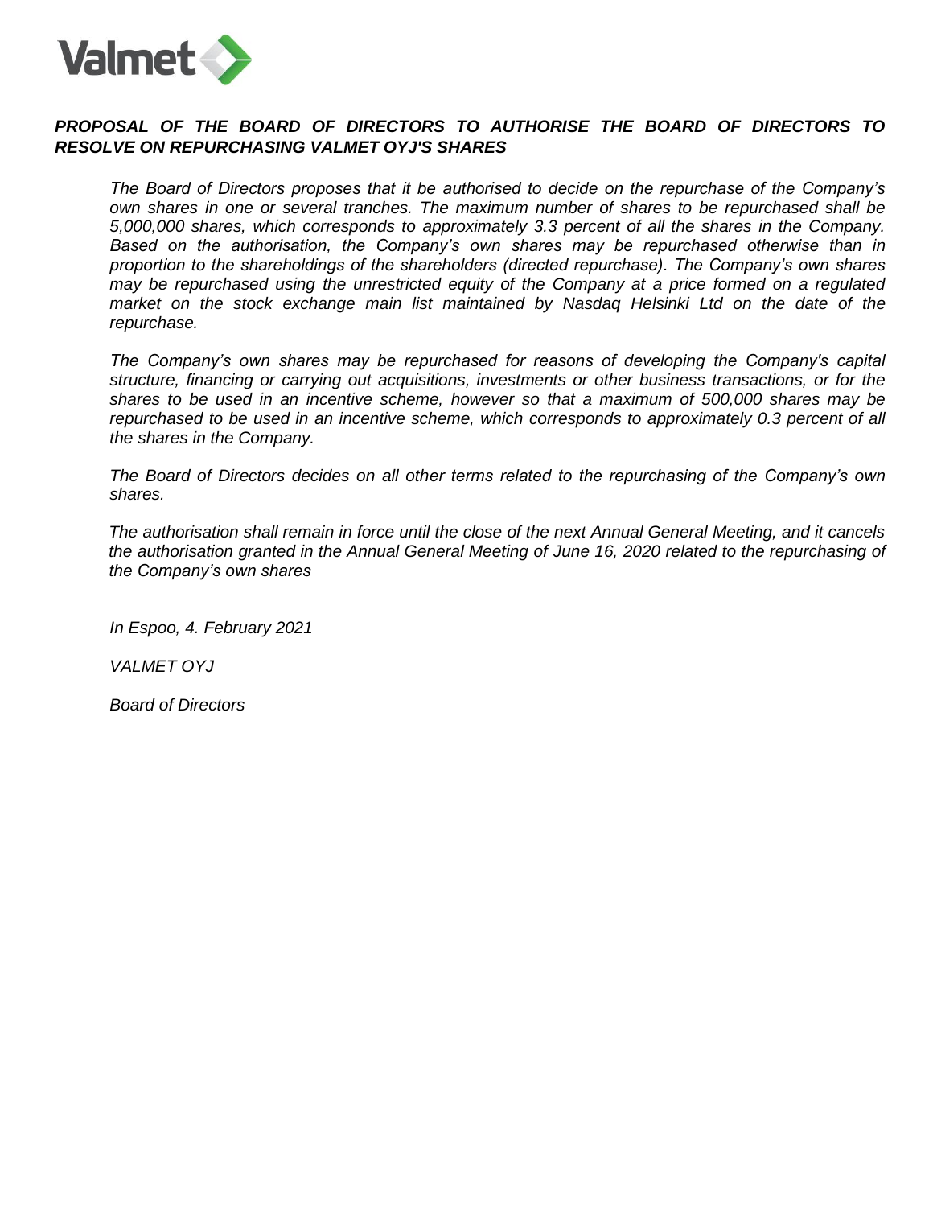***PROPOSAL OF THE BOARD OF DIRECTORS TO AUTHORISE THE BOARD OF DIRECTORS TO RESOLVE ON REPURCHASING VALMET OYJ'S SHARES***

*The Board of Directors proposes that it be authorised to decide on the repurchase of the Company's own shares in one or several tranches. The maximum number of shares to be repurchased shall be 5,000,000 shares, which corresponds to approximately 3.3 percent of all the shares in the Company. Based on the authorisation, the Company's own shares may be repurchased otherwise than in proportion to the shareholdings of the shareholders (directed repurchase). The Company's own shares may be repurchased using the unrestricted equity of the Company at a price formed on a regulated market on the stock exchange main list maintained by Nasdaq Helsinki Ltd on the date of the repurchase.*

*The Company's own shares may be repurchased for reasons of developing the Company's capital structure, financing or carrying out acquisitions, investments or other business transactions, or for the shares to be used in an incentive scheme, however so that a maximum of 500,000 shares may be repurchased to be used in an incentive scheme, which corresponds to approximately 0.3 percent of all the shares in the Company.*

*The Board of Directors decides on all other terms related to the repurchasing of the Company's own shares.*

*The authorisation shall remain in force until the close of the next Annual General Meeting, and it cancels the authorisation granted in the Annual General Meeting of June 16, 2020 related to the repurchasing of the Company's own shares*

*In Espoo, 4. February 2021*

*VALMET OYJ*

*Board of Directors*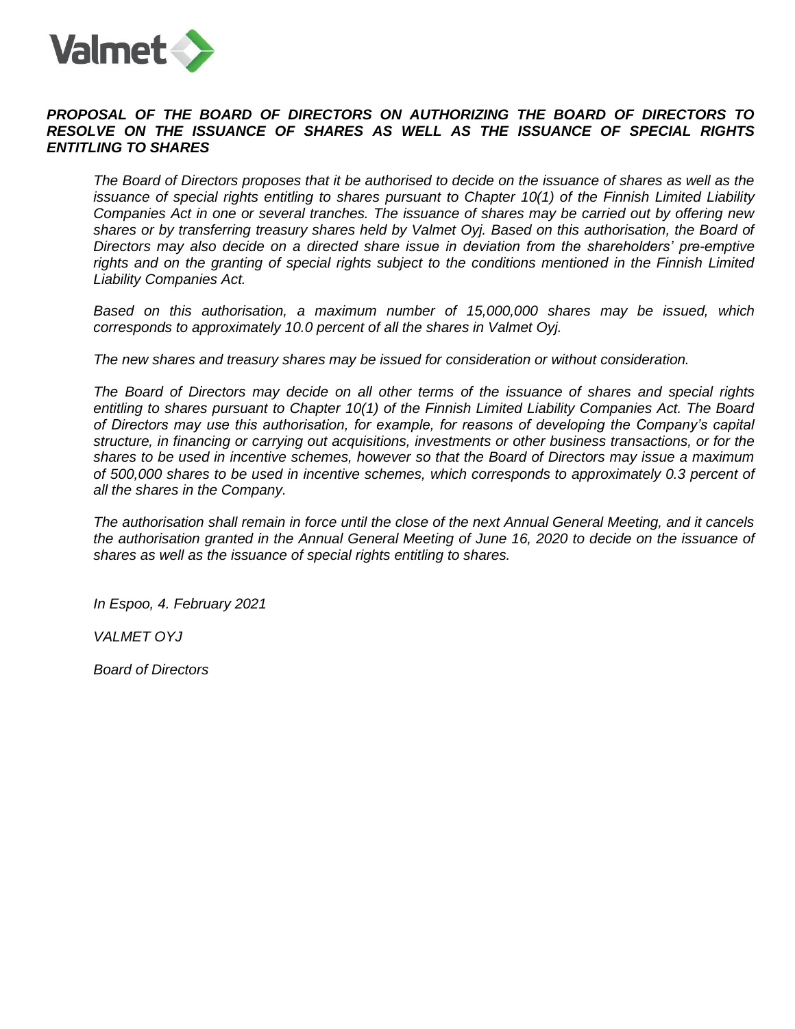***PROPOSAL OF THE BOARD OF DIRECTORS ON AUTHORIZING THE BOARD OF DIRECTORS TO RESOLVE ON THE ISSUANCE OF SHARES AS WELL AS THE ISSUANCE OF SPECIAL RIGHTS ENTITLING TO SHARES***

*The Board of Directors proposes that it be authorised to decide on the issuance of shares as well as the issuance of special rights entitling to shares pursuant to Chapter 10(1) of the Finnish Limited Liability Companies Act in one or several tranches. The issuance of shares may be carried out by offering new shares or by transferring treasury shares held by Valmet Oyj. Based on this authorisation, the Board of Directors may also decide on a directed share issue in deviation from the shareholders' pre-emptive rights and on the granting of special rights subject to the conditions mentioned in the Finnish Limited Liability Companies Act.*

*Based on this authorisation, a maximum number of 15,000,000 shares may be issued, which corresponds to approximately 10.0 percent of all the shares in Valmet Oyj.*

*The new shares and treasury shares may be issued for consideration or without consideration.*

*The Board of Directors may decide on all other terms of the issuance of shares and special rights entitling to shares pursuant to Chapter 10(1) of the Finnish Limited Liability Companies Act. The Board of Directors may use this authorisation, for example, for reasons of developing the Company's capital structure, in financing or carrying out acquisitions, investments or other business transactions, or for the shares to be used in incentive schemes, however so that the Board of Directors may issue a maximum of 500,000 shares to be used in incentive schemes, which corresponds to approximately 0.3 percent of all the shares in the Company.*

*The authorisation shall remain in force until the close of the next Annual General Meeting, and it cancels the authorisation granted in the Annual General Meeting of June 16, 2020 to decide on the issuance of shares as well as the issuance of special rights entitling to shares.*

*In Espoo, 4. February 2021*

*VALMET OYJ*

*Board of Directors*